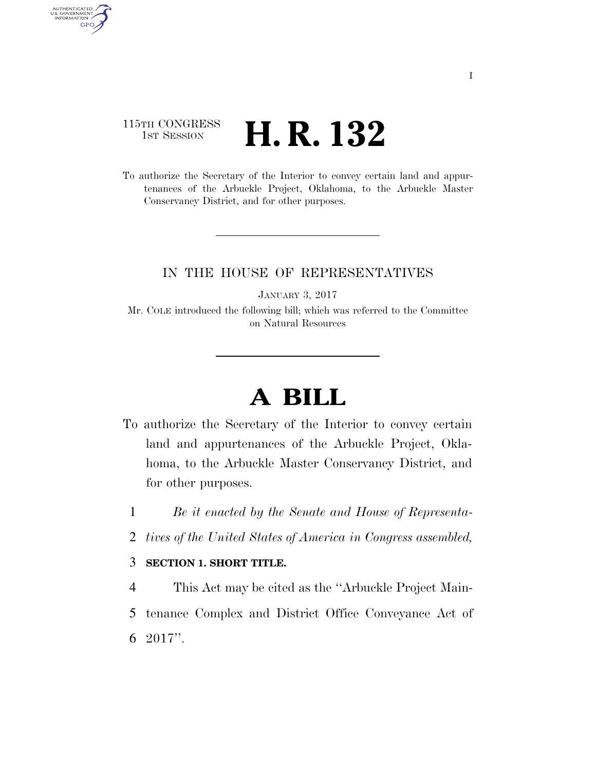115TH CONGRESS
1ST SESSION

# H. R. 132

To authorize the Secretary of the Interior to convey certain land and appurtenances of the Arbuckle Project, Oklahoma, to the Arbuckle Master Conservancy District, and for other purposes.

IN THE HOUSE OF REPRESENTATIVES

JANUARY 3, 2017

Mr. COLE introduced the following bill; which was referred to the Committee on Natural Resources

# A BILL

To authorize the Secretary of the Interior to convey certain land and appurtenances of the Arbuckle Project, Oklahoma, to the Arbuckle Master Conservancy District, and for other purposes.

1 *Be it enacted by the Senate and House of Representa-*
2 *tives of the United States of America in Congress assembled,*

3 **SECTION 1. SHORT TITLE.**

4 This Act may be cited as the ''Arbuckle Project Main-
5 tenance Complex and District Office Conveyance Act of
6 2017''.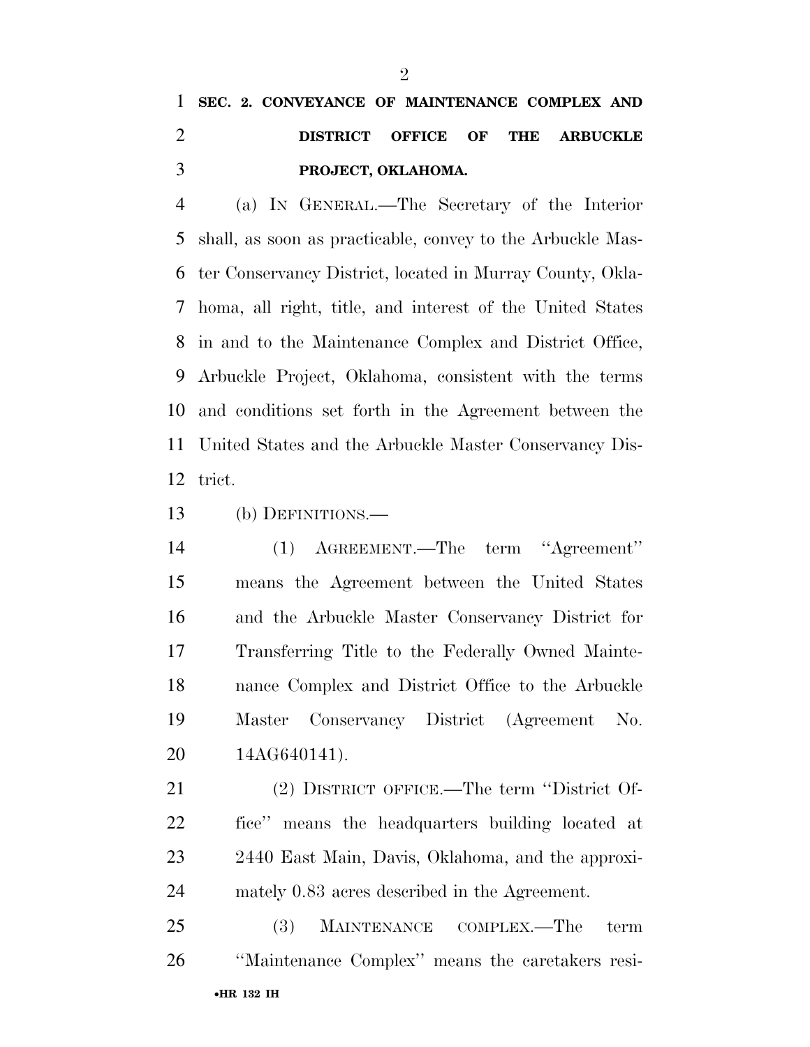## SEC. 2. CONVEYANCE OF MAINTENANCE COMPLEX AND DISTRICT OFFICE OF THE ARBUCKLE PROJECT, OKLAHOMA.

(a) IN GENERAL.—The Secretary of the Interior shall, as soon as practicable, convey to the Arbuckle Master Conservancy District, located in Murray County, Oklahoma, all right, title, and interest of the United States in and to the Maintenance Complex and District Office, Arbuckle Project, Oklahoma, consistent with the terms and conditions set forth in the Agreement between the United States and the Arbuckle Master Conservancy District.

(b) DEFINITIONS.—

(1) AGREEMENT.—The term "Agreement" means the Agreement between the United States and the Arbuckle Master Conservancy District for Transferring Title to the Federally Owned Maintenance Complex and District Office to the Arbuckle Master Conservancy District (Agreement No. 14AG640141).

(2) DISTRICT OFFICE.—The term "District Office" means the headquarters building located at 2440 East Main, Davis, Oklahoma, and the approximately 0.83 acres described in the Agreement.

(3) MAINTENANCE COMPLEX.—The term "Maintenance Complex" means the caretakers resi-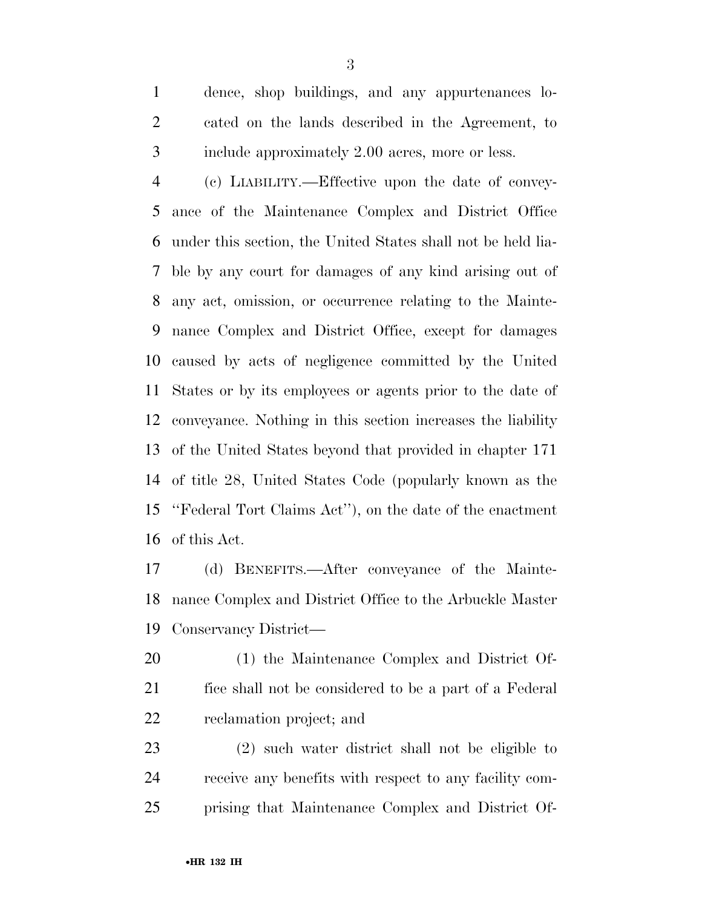dence, shop buildings, and any appurtenances located on the lands described in the Agreement, to include approximately 2.00 acres, more or less.

(c) LIABILITY.—Effective upon the date of conveyance of the Maintenance Complex and District Office under this section, the United States shall not be held liable by any court for damages of any kind arising out of any act, omission, or occurrence relating to the Maintenance Complex and District Office, except for damages caused by acts of negligence committed by the United States or by its employees or agents prior to the date of conveyance. Nothing in this section increases the liability of the United States beyond that provided in chapter 171 of title 28, United States Code (popularly known as the ''Federal Tort Claims Act''), on the date of the enactment of this Act.

(d) BENEFITS.—After conveyance of the Maintenance Complex and District Office to the Arbuckle Master Conservancy District—

(1) the Maintenance Complex and District Office shall not be considered to be a part of a Federal reclamation project; and

(2) such water district shall not be eligible to receive any benefits with respect to any facility comprising that Maintenance Complex and District Of-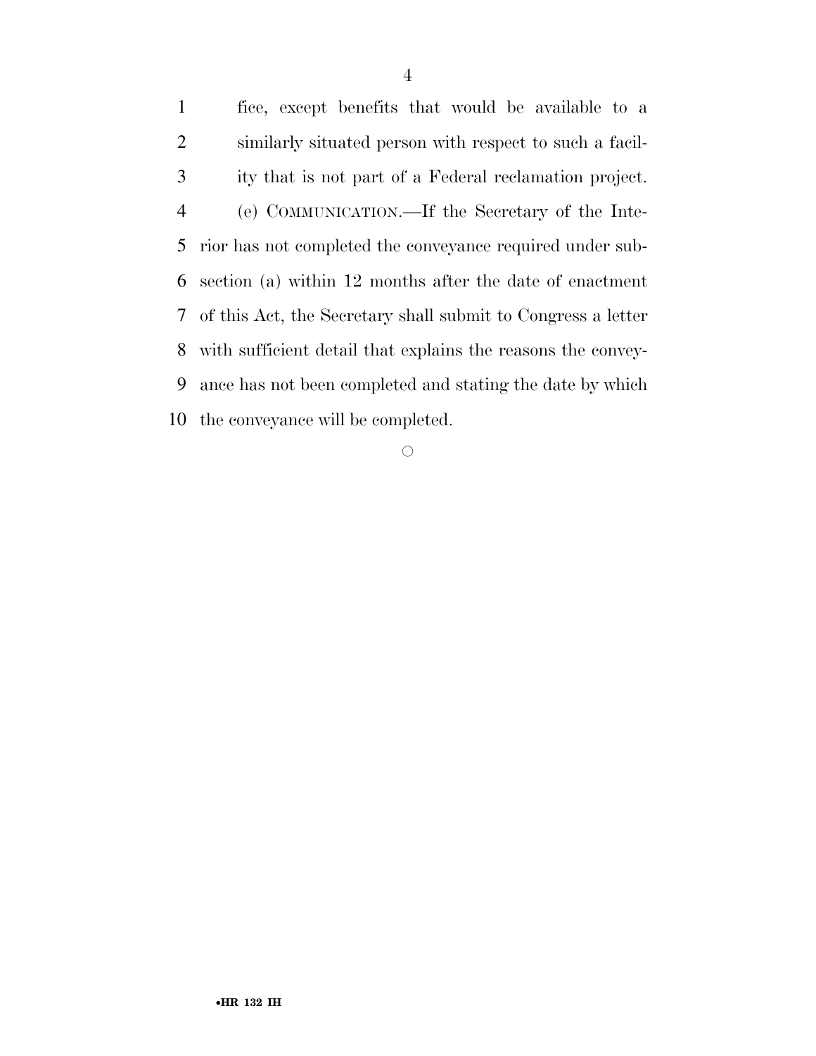fice, except benefits that would be available to a similarly situated person with respect to such a facility that is not part of a Federal reclamation project.

(e) COMMUNICATION.—If the Secretary of the Interior has not completed the conveyance required under subsection (a) within 12 months after the date of enactment of this Act, the Secretary shall submit to Congress a letter with sufficient detail that explains the reasons the conveyance has not been completed and stating the date by which the conveyance will be completed.

○